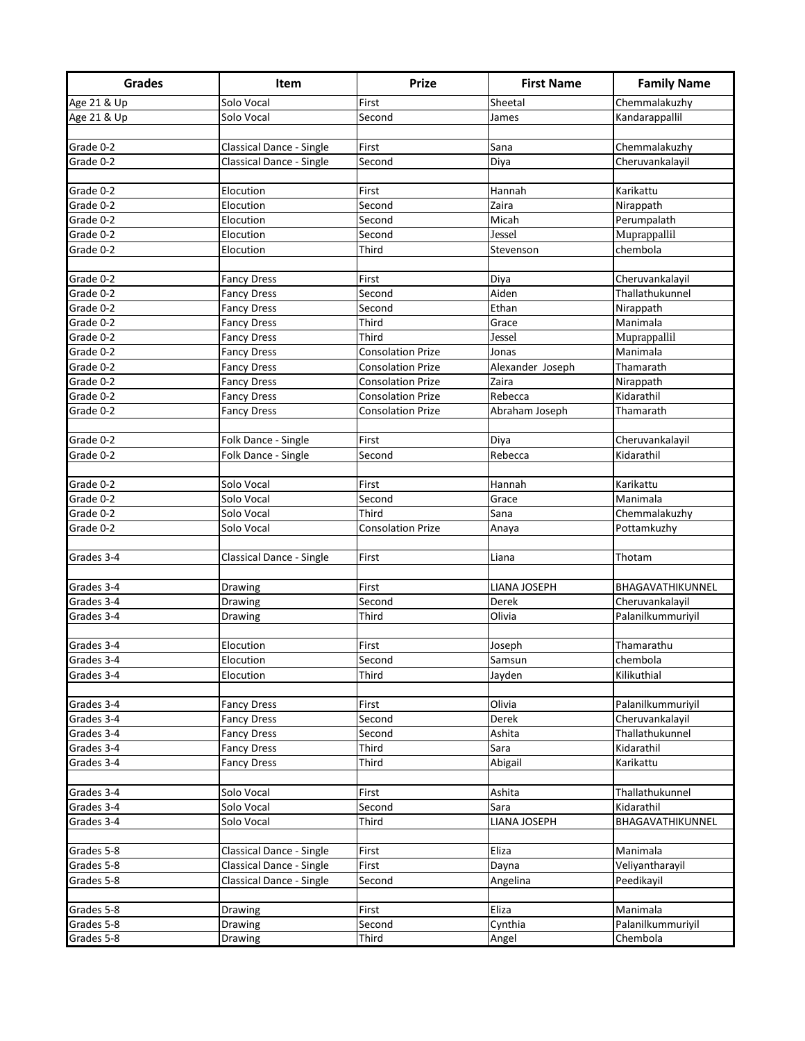| Grades | Item | Prize | First Name | Family Name |
| --- | --- | --- | --- | --- |
| Age 21 & Up | Solo Vocal | First | Sheetal | Chemmalakuzhy |
| Age 21 & Up | Solo Vocal | Second | James | Kandarappallil |
| | | | | |
| Grade 0-2 | Classical Dance - Single | First | Sana | Chemmalakuzhy |
| Grade 0-2 | Classical Dance - Single | Second | Diya | Cheruvankalayil |
| | | | | |
| Grade 0-2 | Elocution | First | Hannah | Karikattu |
| Grade 0-2 | Elocution | Second | Zaira | Nirappath |
| Grade 0-2 | Elocution | Second | Micah | Perumpalath |
| Grade 0-2 | Elocution | Second | Jessel | Muprappallil |
| Grade 0-2 | Elocution | Third | Stevenson | chembola |
| | | | | |
| Grade 0-2 | Fancy Dress | First | Diya | Cheruvankalayil |
| Grade 0-2 | Fancy Dress | Second | Aiden | Thallathukunnel |
| Grade 0-2 | Fancy Dress | Second | Ethan | Nirappath |
| Grade 0-2 | Fancy Dress | Third | Grace | Manimala |
| Grade 0-2 | Fancy Dress | Third | Jessel | Muprappallil |
| Grade 0-2 | Fancy Dress | Consolation Prize | Jonas | Manimala |
| Grade 0-2 | Fancy Dress | Consolation Prize | Alexander Joseph | Thamarath |
| Grade 0-2 | Fancy Dress | Consolation Prize | Zaira | Nirappath |
| Grade 0-2 | Fancy Dress | Consolation Prize | Rebecca | Kidarathil |
| Grade 0-2 | Fancy Dress | Consolation Prize | Abraham Joseph | Thamarath |
| | | | | |
| Grade 0-2 | Folk Dance - Single | First | Diya | Cheruvankalayil |
| Grade 0-2 | Folk Dance - Single | Second | Rebecca | Kidarathil |
| | | | | |
| Grade 0-2 | Solo Vocal | First | Hannah | Karikattu |
| Grade 0-2 | Solo Vocal | Second | Grace | Manimala |
| Grade 0-2 | Solo Vocal | Third | Sana | Chemmalakuzhy |
| Grade 0-2 | Solo Vocal | Consolation Prize | Anaya | Pottamkuzhy |
| | | | | |
| Grades 3-4 | Classical Dance - Single | First | Liana | Thotam |
| | | | | |
| Grades 3-4 | Drawing | First | LIANA JOSEPH | BHAGAVATHIKUNNEL |
| Grades 3-4 | Drawing | Second | Derek | Cheruvankalayil |
| Grades 3-4 | Drawing | Third | Olivia | Palanilkummuriyil |
| | | | | |
| Grades 3-4 | Elocution | First | Joseph | Thamarathu |
| Grades 3-4 | Elocution | Second | Samsun | chembola |
| Grades 3-4 | Elocution | Third | Jayden | Kilikuthial |
| | | | | |
| Grades 3-4 | Fancy Dress | First | Olivia | Palanilkummuriyil |
| Grades 3-4 | Fancy Dress | Second | Derek | Cheruvankalayil |
| Grades 3-4 | Fancy Dress | Second | Ashita | Thallathukunnel |
| Grades 3-4 | Fancy Dress | Third | Sara | Kidarathil |
| Grades 3-4 | Fancy Dress | Third | Abigail | Karikattu |
| | | | | |
| Grades 3-4 | Solo Vocal | First | Ashita | Thallathukunnel |
| Grades 3-4 | Solo Vocal | Second | Sara | Kidarathil |
| Grades 3-4 | Solo Vocal | Third | LIANA JOSEPH | BHAGAVATHIKUNNEL |
| | | | | |
| Grades 5-8 | Classical Dance - Single | First | Eliza | Manimala |
| Grades 5-8 | Classical Dance - Single | First | Dayna | Veliyantharayil |
| Grades 5-8 | Classical Dance - Single | Second | Angelina | Peedikayil |
| | | | | |
| Grades 5-8 | Drawing | First | Eliza | Manimala |
| Grades 5-8 | Drawing | Second | Cynthia | Palanilkummuriyil |
| Grades 5-8 | Drawing | Third | Angel | Chembola |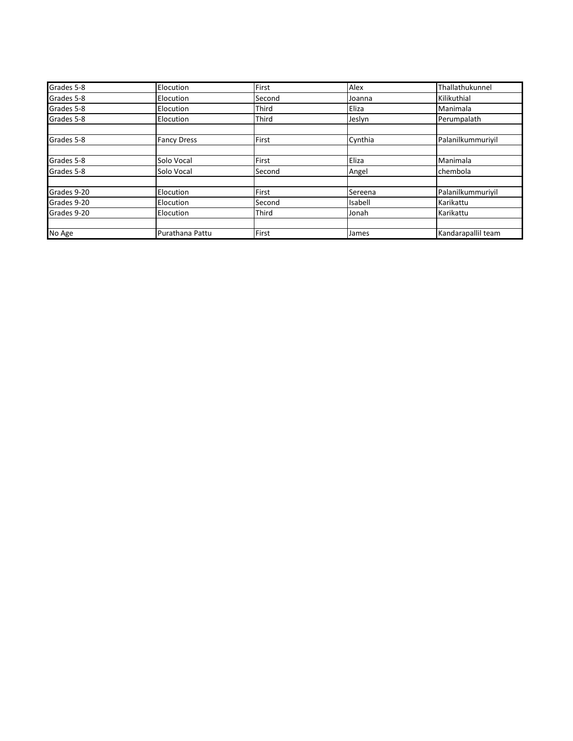| | | | | |
|---|---|---|---|---|
| Grades 5-8 | Elocution | First | Alex | Thallathukunnel |
| Grades 5-8 | Elocution | Second | Joanna | Kilikuthial |
| Grades 5-8 | Elocution | Third | Eliza | Manimala |
| Grades 5-8 | Elocution | Third | Jeslyn | Perumpalath |
| | | | | |
| Grades 5-8 | Fancy Dress | First | Cynthia | Palanilkummuriyil |
| | | | | |
| Grades 5-8 | Solo Vocal | First | Eliza | Manimala |
| Grades 5-8 | Solo Vocal | Second | Angel | chembola |
| | | | | |
| Grades 9-20 | Elocution | First | Sereena | Palanilkummuriyil |
| Grades 9-20 | Elocution | Second | Isabell | Karikattu |
| Grades 9-20 | Elocution | Third | Jonah | Karikattu |
| | | | | |
| No Age | Purathana Pattu | First | James | Kandarapallil team |